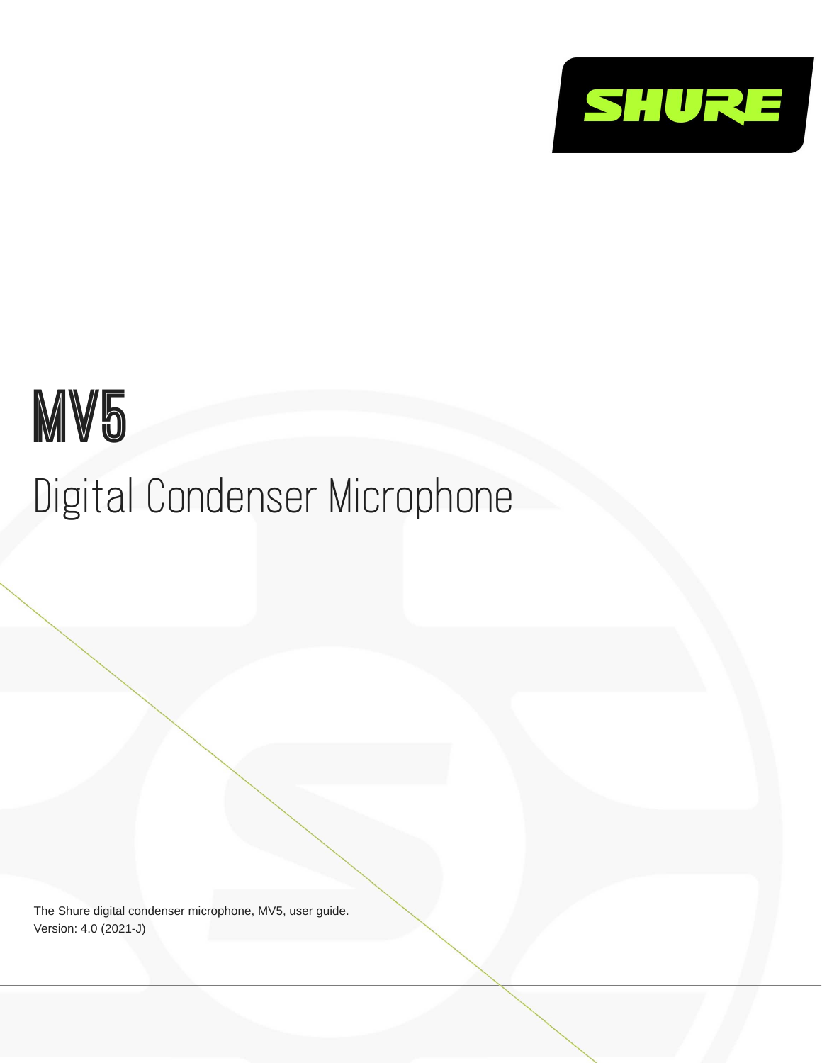SHURE

# MV5

## Digital Condenser Microphone

The Shure digital condenser microphone, MV5, user guide.
Version: 4.0 (2021-J)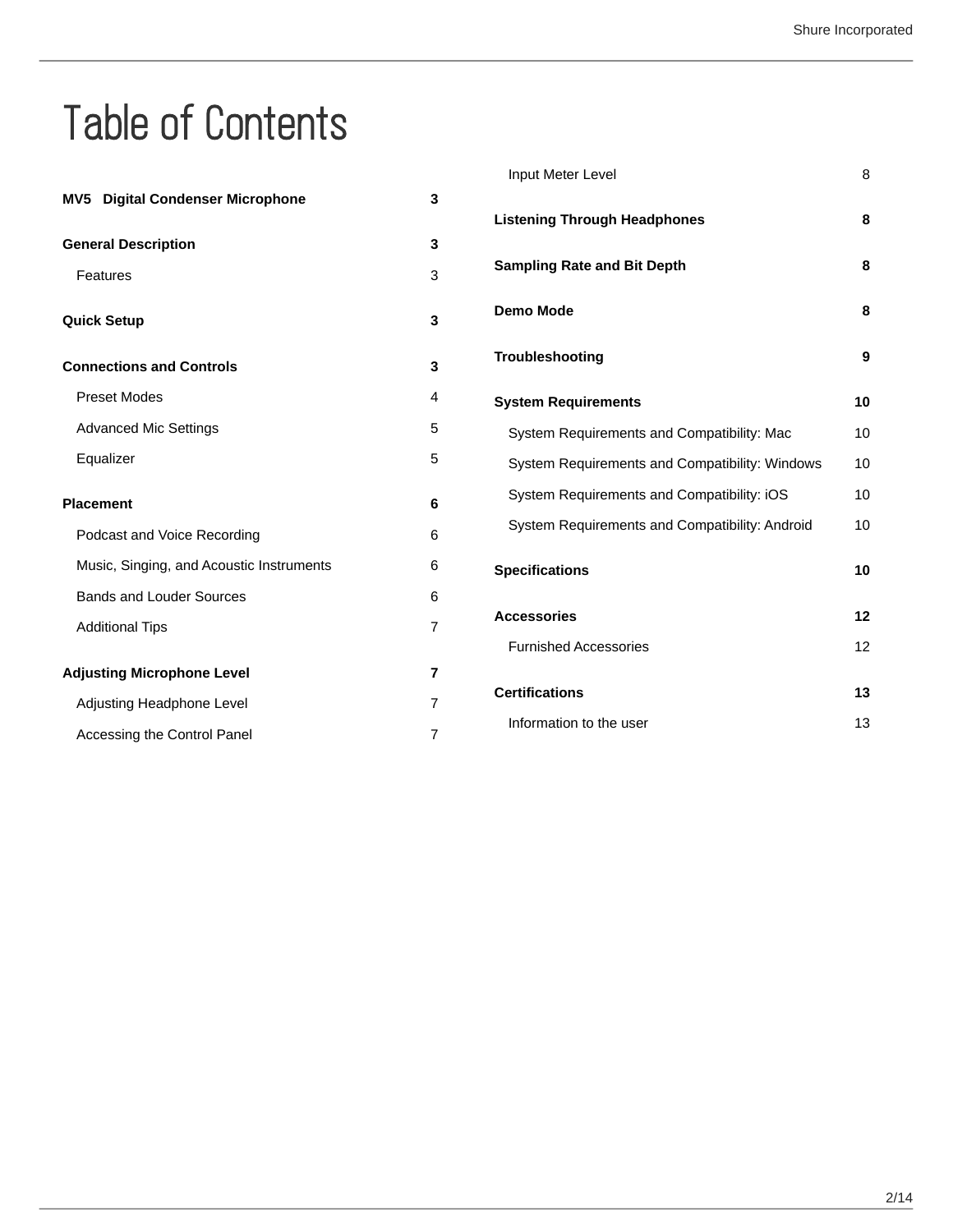# Table of Contents

| | |
|---|---|
| **MV5 Digital Condenser Microphone** | **3** |
| **General Description** | **3** |
| Features | 3 |
| **Quick Setup** | **3** |
| **Connections and Controls** | **3** |
| Preset Modes | 4 |
| Advanced Mic Settings | 5 |
| Equalizer | 5 |
| **Placement** | **6** |
| Podcast and Voice Recording | 6 |
| Music, Singing, and Acoustic Instruments | 6 |
| Bands and Louder Sources | 6 |
| Additional Tips | 7 |
| **Adjusting Microphone Level** | **7** |
| Adjusting Headphone Level | 7 |
| Accessing the Control Panel | 7 |
| Input Meter Level | 8 |
| **Listening Through Headphones** | **8** |
| **Sampling Rate and Bit Depth** | **8** |
| **Demo Mode** | **8** |
| **Troubleshooting** | **9** |
| **System Requirements** | **10** |
| System Requirements and Compatibility: Mac | 10 |
| System Requirements and Compatibility: Windows | 10 |
| System Requirements and Compatibility: iOS | 10 |
| System Requirements and Compatibility: Android | 10 |
| **Specifications** | **10** |
| **Accessories** | **12** |
| Furnished Accessories | 12 |
| **Certifications** | **13** |
| Information to the user | 13 |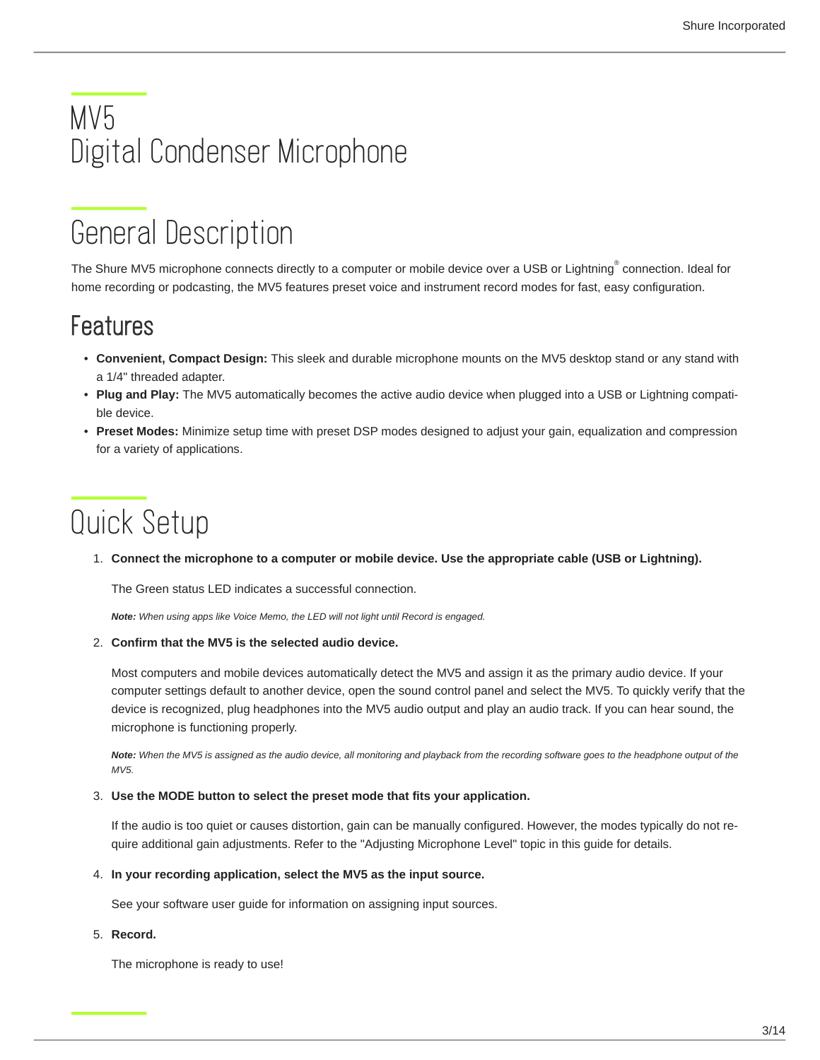# MV5
# Digital Condenser Microphone

## General Description

The Shure MV5 microphone connects directly to a computer or mobile device over a USB or Lightning® connection. Ideal for home recording or podcasting, the MV5 features preset voice and instrument record modes for fast, easy configuration.

### Features

- **Convenient, Compact Design:** This sleek and durable microphone mounts on the MV5 desktop stand or any stand with a 1/4" threaded adapter.
- **Plug and Play:** The MV5 automatically becomes the active audio device when plugged into a USB or Lightning compatible device.
- **Preset Modes:** Minimize setup time with preset DSP modes designed to adjust your gain, equalization and compression for a variety of applications.

## Quick Setup

1. **Connect the microphone to a computer or mobile device. Use the appropriate cable (USB or Lightning).**

   The Green status LED indicates a successful connection.

   ***Note:*** *When using apps like Voice Memo, the LED will not light until Record is engaged.*

2. **Confirm that the MV5 is the selected audio device.**

   Most computers and mobile devices automatically detect the MV5 and assign it as the primary audio device. If your computer settings default to another device, open the sound control panel and select the MV5. To quickly verify that the device is recognized, plug headphones into the MV5 audio output and play an audio track. If you can hear sound, the microphone is functioning properly.

   ***Note:*** *When the MV5 is assigned as the audio device, all monitoring and playback from the recording software goes to the headphone output of the MV5.*

3. **Use the MODE button to select the preset mode that fits your application.**

   If the audio is too quiet or causes distortion, gain can be manually configured. However, the modes typically do not require additional gain adjustments. Refer to the "Adjusting Microphone Level" topic in this guide for details.

4. **In your recording application, select the MV5 as the input source.**

   See your software user guide for information on assigning input sources.

5. **Record.**

   The microphone is ready to use!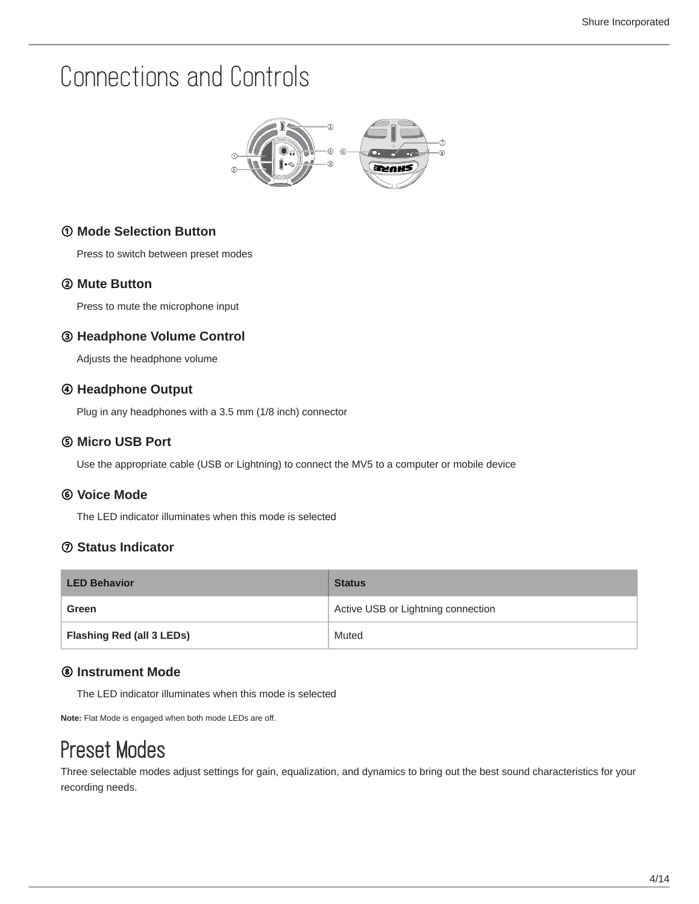// Connections and Controls

# Connections and Controls

### ① Mode Selection Button

Press to switch between preset modes

### ② Mute Button

Press to mute the microphone input

### ③ Headphone Volume Control

Adjusts the headphone volume

### ④ Headphone Output

Plug in any headphones with a 3.5 mm (1/8 inch) connector

### ⑤ Micro USB Port

Use the appropriate cable (USB or Lightning) to connect the MV5 to a computer or mobile device

### ⑥ Voice Mode

The LED indicator illuminates when this mode is selected

### ⑦ Status Indicator

| LED Behavior | Status |
| --- | --- |
| **Green** | Active USB or Lightning connection |
| **Flashing Red (all 3 LEDs)** | Muted |

### ⑧ Instrument Mode

The LED indicator illuminates when this mode is selected

**Note:** Flat Mode is engaged when both mode LEDs are off.

# Preset Modes

Three selectable modes adjust settings for gain, equalization, and dynamics to bring out the best sound characteristics for your recording needs.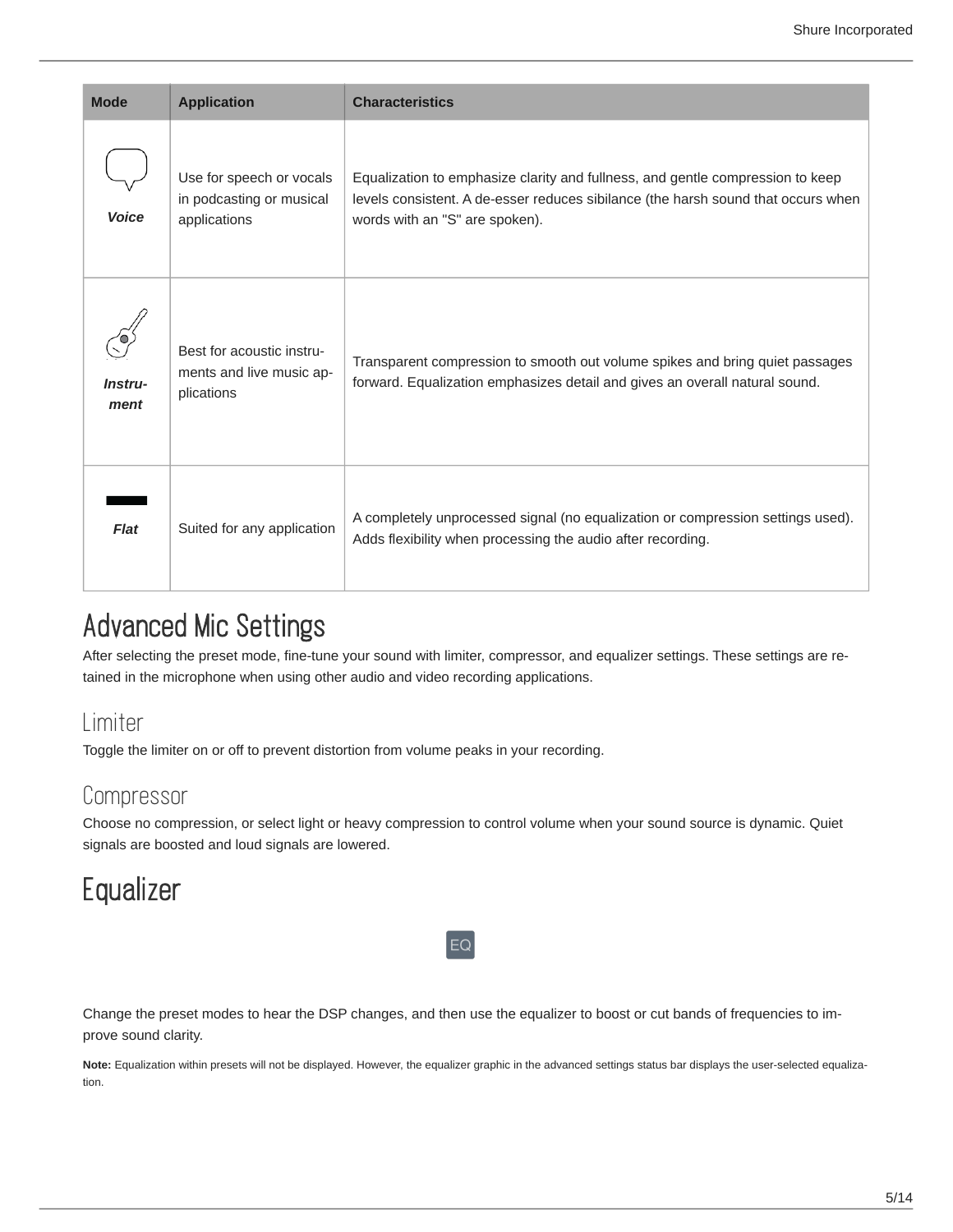| Mode | Application | Characteristics |
| --- | --- | --- |
| ***Voice*** | Use for speech or vocals in podcasting or musical applications | Equalization to emphasize clarity and fullness, and gentle compression to keep levels consistent. A de-esser reduces sibilance (the harsh sound that occurs when words with an "S" are spoken). |
| ***Instrument*** | Best for acoustic instruments and live music applications | Transparent compression to smooth out volume spikes and bring quiet passages forward. Equalization emphasizes detail and gives an overall natural sound. |
| ***Flat*** | Suited for any application | A completely unprocessed signal (no equalization or compression settings used). Adds flexibility when processing the audio after recording. |

# Advanced Mic Settings

After selecting the preset mode, fine-tune your sound with limiter, compressor, and equalizer settings. These settings are retained in the microphone when using other audio and video recording applications.

## Limiter

Toggle the limiter on or off to prevent distortion from volume peaks in your recording.

## Compressor

Choose no compression, or select light or heavy compression to control volume when your sound source is dynamic. Quiet signals are boosted and loud signals are lowered.

# Equalizer

EQ

Change the preset modes to hear the DSP changes, and then use the equalizer to boost or cut bands of frequencies to improve sound clarity.

**Note:** Equalization within presets will not be displayed. However, the equalizer graphic in the advanced settings status bar displays the user-selected equalization.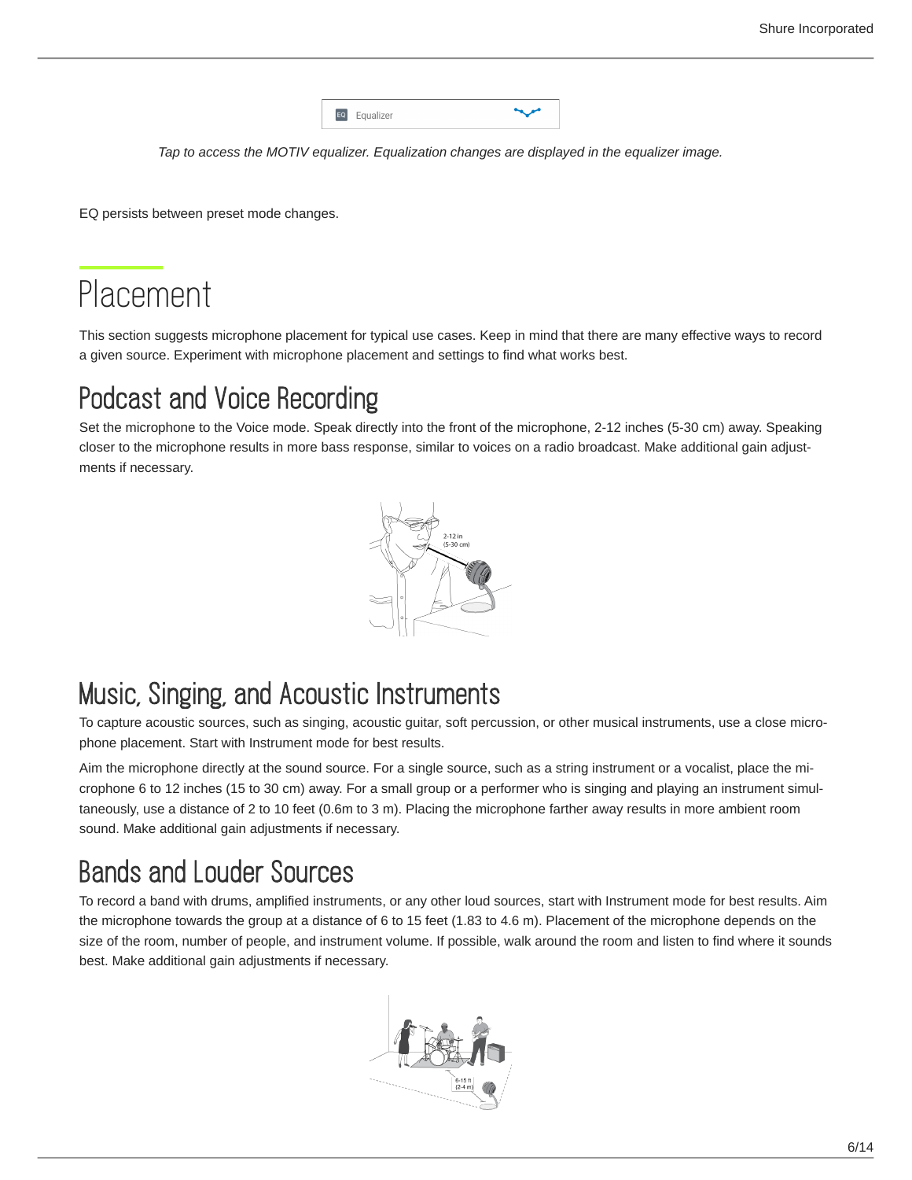Tap to access the MOTIV equalizer. Equalization changes are displayed in the equalizer image.

EQ persists between preset mode changes.

# Placement

This section suggests microphone placement for typical use cases. Keep in mind that there are many effective ways to record a given source. Experiment with microphone placement and settings to find what works best.

## Podcast and Voice Recording

Set the microphone to the Voice mode. Speak directly into the front of the microphone, 2-12 inches (5-30 cm) away. Speaking closer to the microphone results in more bass response, similar to voices on a radio broadcast. Make additional gain adjustments if necessary.

## Music, Singing, and Acoustic Instruments

To capture acoustic sources, such as singing, acoustic guitar, soft percussion, or other musical instruments, use a close microphone placement. Start with Instrument mode for best results.

Aim the microphone directly at the sound source. For a single source, such as a string instrument or a vocalist, place the microphone 6 to 12 inches (15 to 30 cm) away. For a small group or a performer who is singing and playing an instrument simultaneously, use a distance of 2 to 10 feet (0.6m to 3 m). Placing the microphone farther away results in more ambient room sound. Make additional gain adjustments if necessary.

## Bands and Louder Sources

To record a band with drums, amplified instruments, or any other loud sources, start with Instrument mode for best results. Aim the microphone towards the group at a distance of 6 to 15 feet (1.83 to 4.6 m). Placement of the microphone depends on the size of the room, number of people, and instrument volume. If possible, walk around the room and listen to find where it sounds best. Make additional gain adjustments if necessary.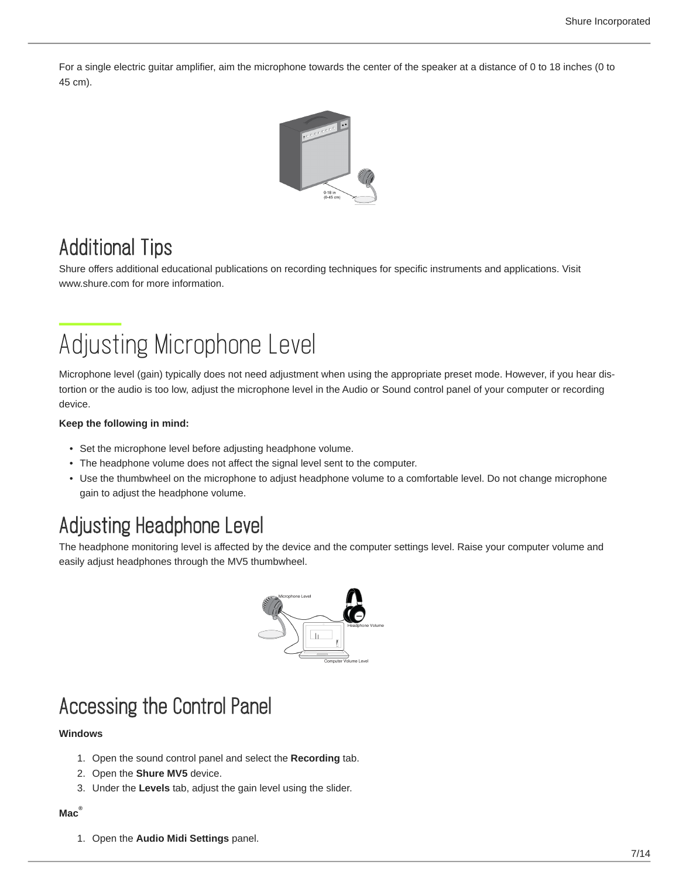For a single electric guitar amplifier, aim the microphone towards the center of the speaker at a distance of 0 to 18 inches (0 to 45 cm).

## Additional Tips

Shure offers additional educational publications on recording techniques for specific instruments and applications. Visit www.shure.com for more information.

# Adjusting Microphone Level

Microphone level (gain) typically does not need adjustment when using the appropriate preset mode. However, if you hear distortion or the audio is too low, adjust the microphone level in the Audio or Sound control panel of your computer or recording device.

**Keep the following in mind:**

- Set the microphone level before adjusting headphone volume.
- The headphone volume does not affect the signal level sent to the computer.
- Use the thumbwheel on the microphone to adjust headphone volume to a comfortable level. Do not change microphone gain to adjust the headphone volume.

## Adjusting Headphone Level

The headphone monitoring level is affected by the device and the computer settings level. Raise your computer volume and easily adjust headphones through the MV5 thumbwheel.

## Accessing the Control Panel

**Windows**

1. Open the sound control panel and select the **Recording** tab.
2. Open the **Shure MV5** device.
3. Under the **Levels** tab, adjust the gain level using the slider.

**Mac®**

1. Open the **Audio Midi Settings** panel.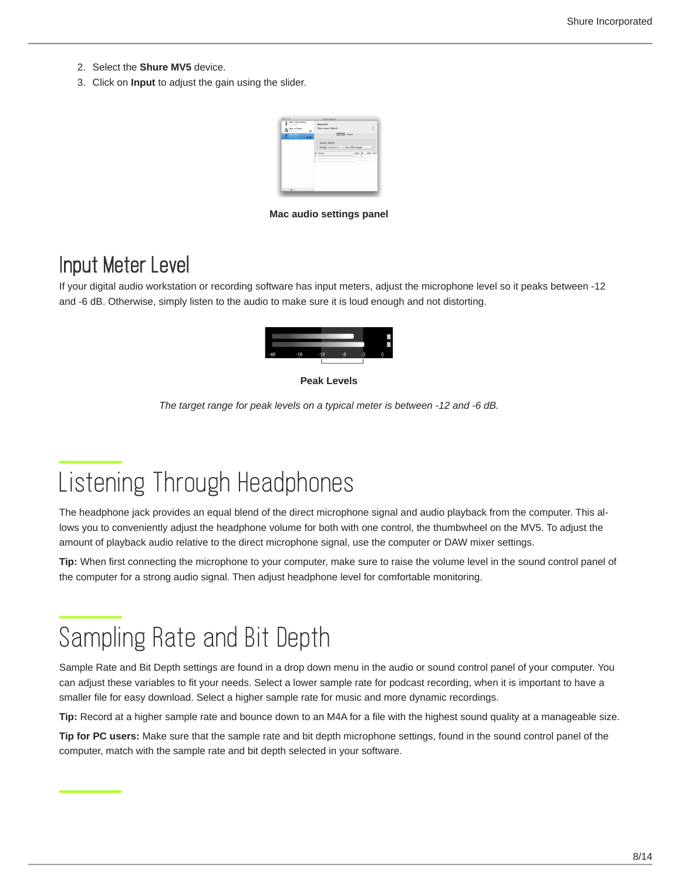2. Select the **Shure MV5** device.
3. Click on **Input** to adjust the gain using the slider.

**Mac audio settings panel**

## Input Meter Level

If your digital audio workstation or recording software has input meters, adjust the microphone level so it peaks between -12 and -6 dB. Otherwise, simply listen to the audio to make sure it is loud enough and not distorting.

**Peak Levels**

*The target range for peak levels on a typical meter is between -12 and -6 dB.*

# Listening Through Headphones

The headphone jack provides an equal blend of the direct microphone signal and audio playback from the computer. This allows you to conveniently adjust the headphone volume for both with one control, the thumbwheel on the MV5. To adjust the amount of playback audio relative to the direct microphone signal, use the computer or DAW mixer settings.

**Tip:** When first connecting the microphone to your computer, make sure to raise the volume level in the sound control panel of the computer for a strong audio signal. Then adjust headphone level for comfortable monitoring.

# Sampling Rate and Bit Depth

Sample Rate and Bit Depth settings are found in a drop down menu in the audio or sound control panel of your computer. You can adjust these variables to fit your needs. Select a lower sample rate for podcast recording, when it is important to have a smaller file for easy download. Select a higher sample rate for music and more dynamic recordings.

**Tip:** Record at a higher sample rate and bounce down to an M4A for a file with the highest sound quality at a manageable size.

**Tip for PC users:** Make sure that the sample rate and bit depth microphone settings, found in the sound control panel of the computer, match with the sample rate and bit depth selected in your software.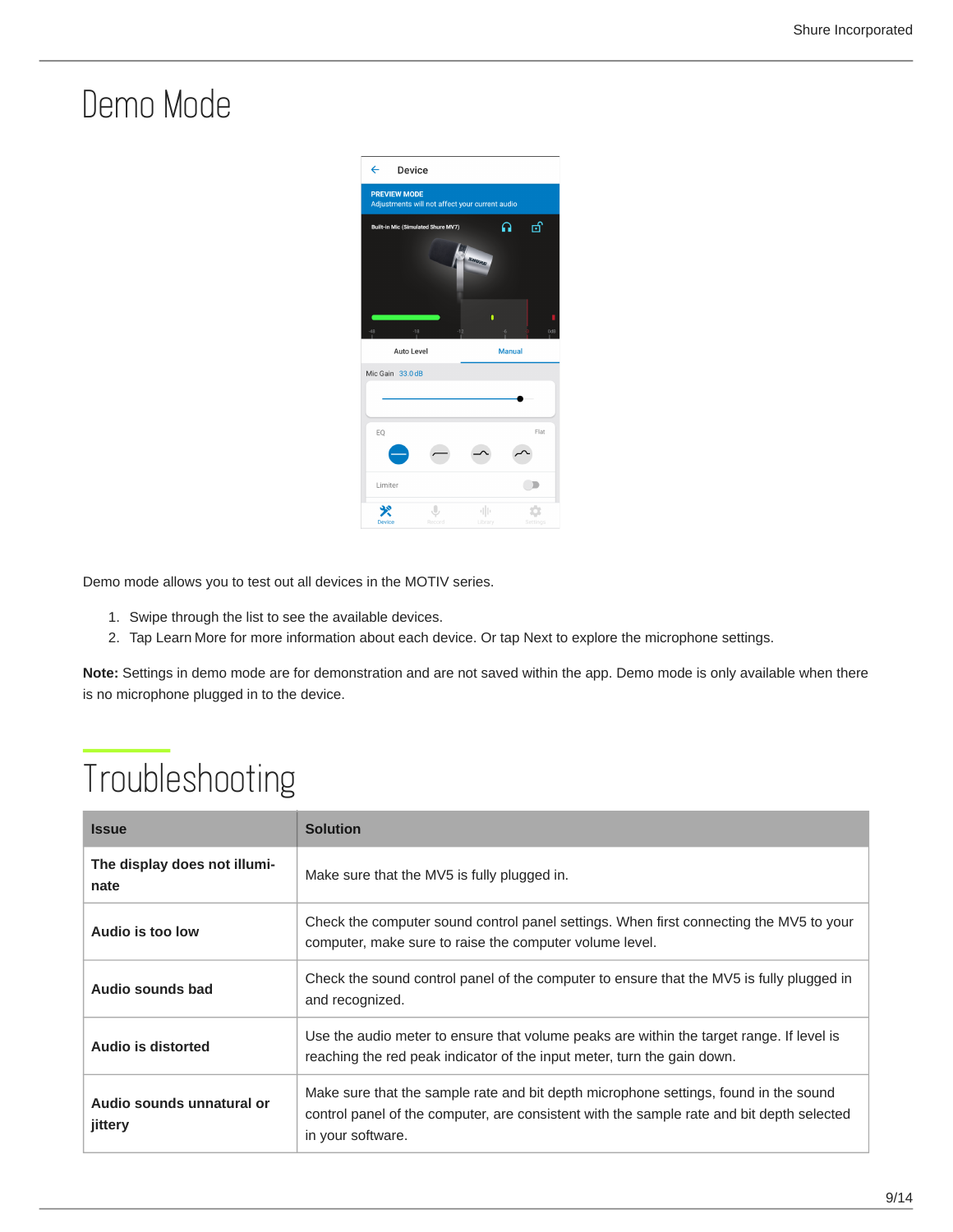# Demo Mode

Demo mode allows you to test out all devices in the MOTIV series.

1. Swipe through the list to see the available devices.
2. Tap Learn More for more information about each device. Or tap Next to explore the microphone settings.

**Note:** Settings in demo mode are for demonstration and are not saved within the app. Demo mode is only available when there is no microphone plugged in to the device.

# Troubleshooting

| Issue | Solution |
|---|---|
| **The display does not illuminate** | Make sure that the MV5 is fully plugged in. |
| **Audio is too low** | Check the computer sound control panel settings. When first connecting the MV5 to your computer, make sure to raise the computer volume level. |
| **Audio sounds bad** | Check the sound control panel of the computer to ensure that the MV5 is fully plugged in and recognized. |
| **Audio is distorted** | Use the audio meter to ensure that volume peaks are within the target range. If level is reaching the red peak indicator of the input meter, turn the gain down. |
| **Audio sounds unnatural or jittery** | Make sure that the sample rate and bit depth microphone settings, found in the sound control panel of the computer, are consistent with the sample rate and bit depth selected in your software. |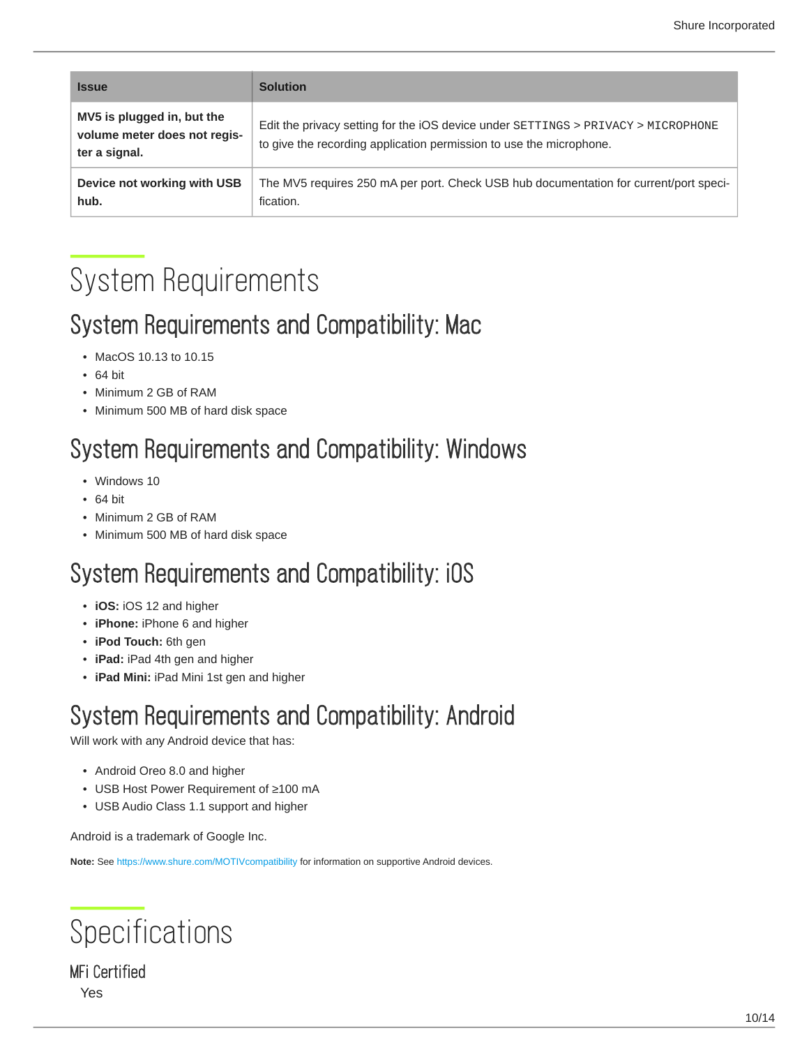| Issue | Solution |
| --- | --- |
| **MV5 is plugged in, but the volume meter does not register a signal.** | Edit the privacy setting for the iOS device under `SETTINGS` > `PRIVACY` > `MICROPHONE` to give the recording application permission to use the microphone. |
| **Device not working with USB hub.** | The MV5 requires 250 mA per port. Check USB hub documentation for current/port specification. |

# System Requirements

## System Requirements and Compatibility: Mac

- MacOS 10.13 to 10.15
- 64 bit
- Minimum 2 GB of RAM
- Minimum 500 MB of hard disk space

## System Requirements and Compatibility: Windows

- Windows 10
- 64 bit
- Minimum 2 GB of RAM
- Minimum 500 MB of hard disk space

## System Requirements and Compatibility: iOS

- **iOS:** iOS 12 and higher
- **iPhone:** iPhone 6 and higher
- **iPod Touch:** 6th gen
- **iPad:** iPad 4th gen and higher
- **iPad Mini:** iPad Mini 1st gen and higher

## System Requirements and Compatibility: Android

Will work with any Android device that has:

- Android Oreo 8.0 and higher
- USB Host Power Requirement of ≥100 mA
- USB Audio Class 1.1 support and higher

Android is a trademark of Google Inc.

**Note:** See https://www.shure.com/MOTIVcompatibility for information on supportive Android devices.

# Specifications

### MFi Certified

Yes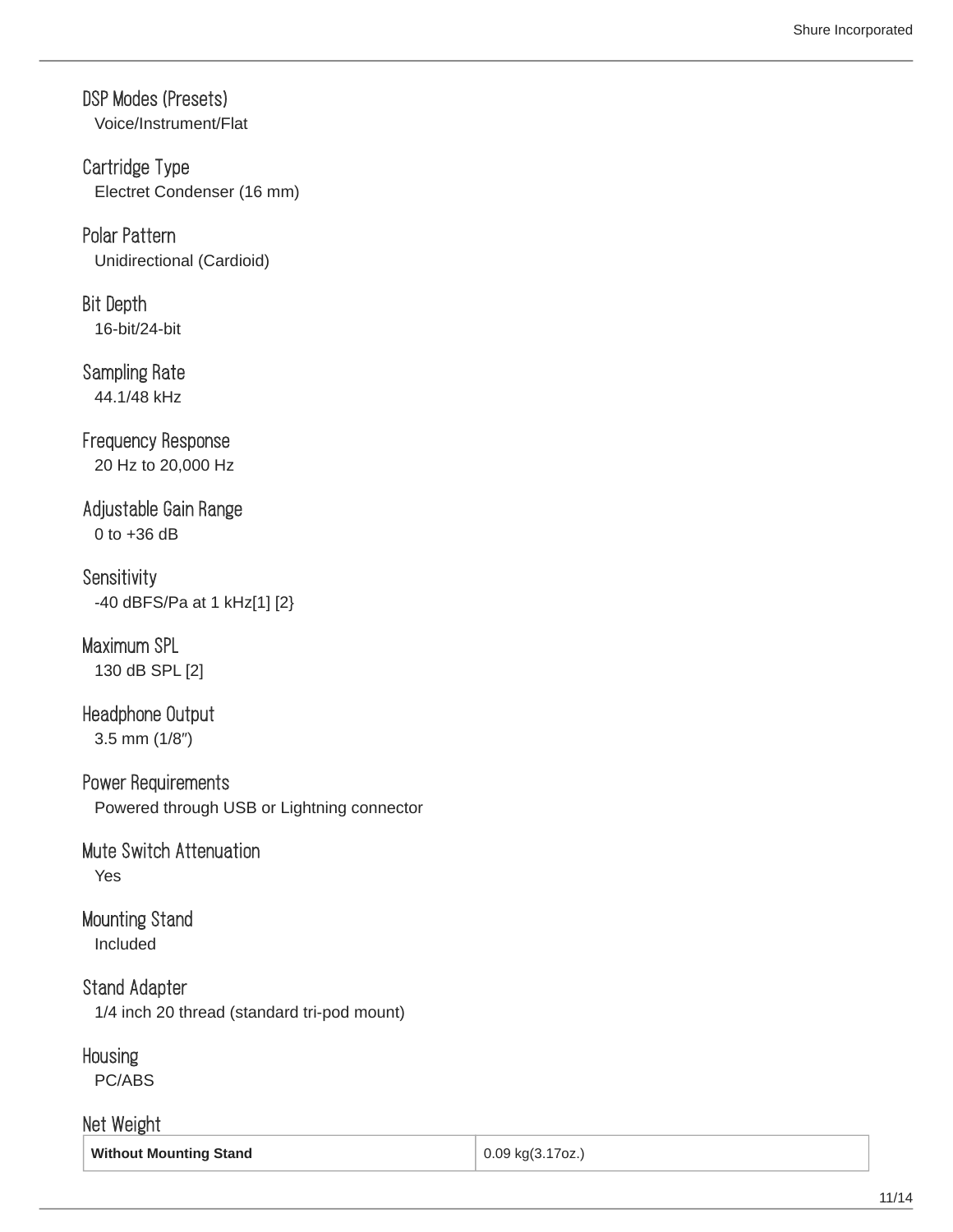### DSP Modes (Presets)

Voice/Instrument/Flat

### Cartridge Type

Electret Condenser (16 mm)

### Polar Pattern

Unidirectional (Cardioid)

### Bit Depth

16-bit/24-bit

### Sampling Rate

44.1/48 kHz

### Frequency Response

20 Hz to 20,000 Hz

### Adjustable Gain Range

0 to +36 dB

### Sensitivity

-40 dBFS/Pa at 1 kHz[1] [2}

### Maximum SPL

130 dB SPL [2]

### Headphone Output

3.5 mm (1/8″)

### Power Requirements

Powered through USB or Lightning connector

### Mute Switch Attenuation

Yes

### Mounting Stand

Included

### Stand Adapter

1/4 inch 20 thread (standard tri-pod mount)

### Housing

PC/ABS

### Net Weight

| | |
|---|---|
| **Without Mounting Stand** | 0.09 kg(3.17oz.) |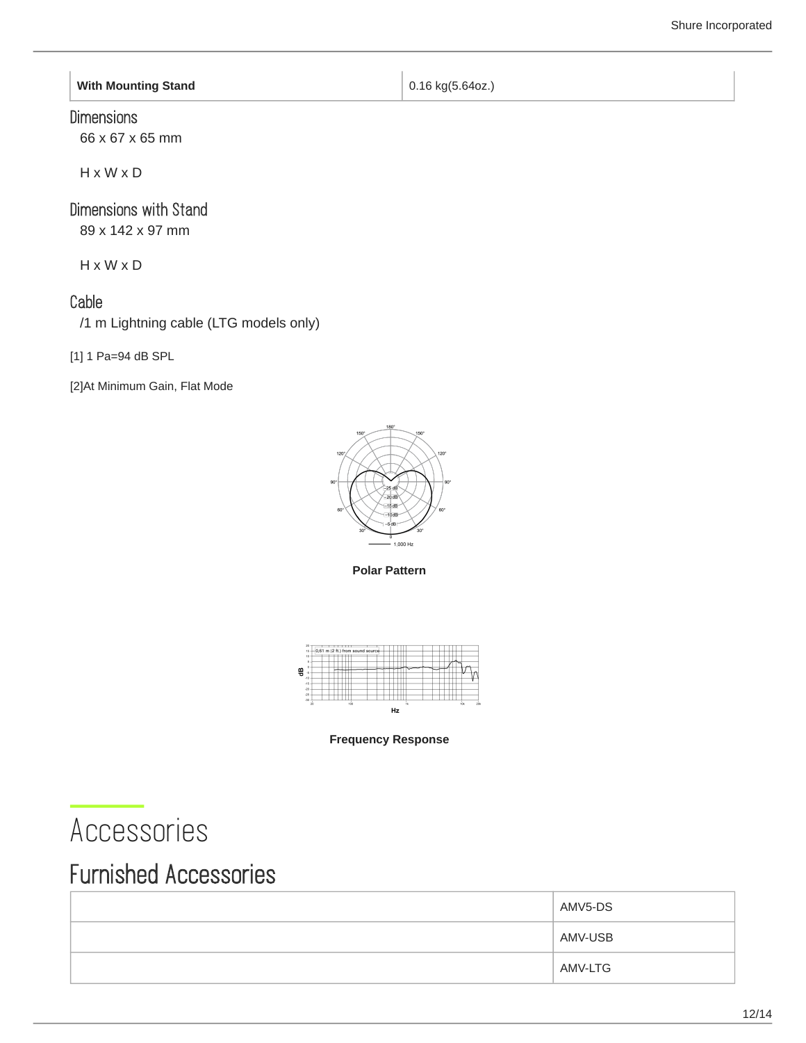| With Mounting Stand | 0.16 kg(5.64oz.) |
|---|---|

### Dimensions

66 x 67 x 65 mm

H x W x D

### Dimensions with Stand

89 x 142 x 97 mm

H x W x D

### Cable

/1 m Lightning cable (LTG models only)

[1] 1 Pa=94 dB SPL

[2]At Minimum Gain, Flat Mode

**Polar Pattern**

**Frequency Response**

# Accessories

## Furnished Accessories

| | |
|---|---|
| | AMV5-DS |
| | AMV-USB |
| | AMV-LTG |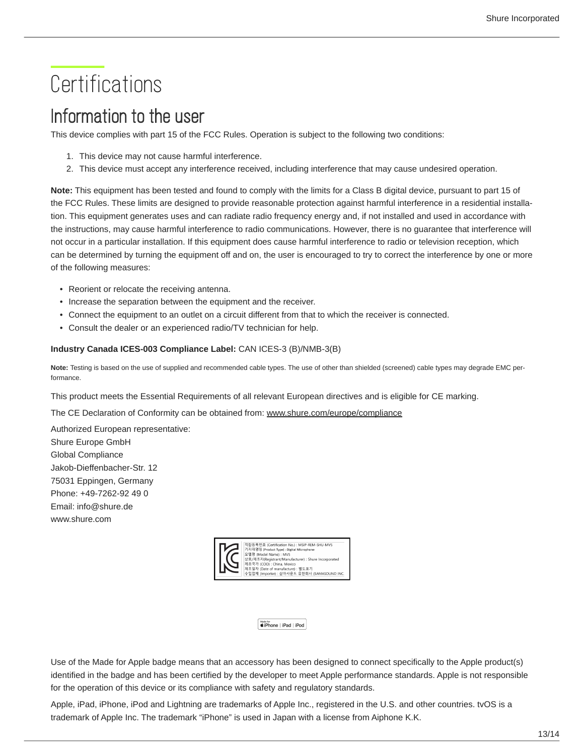# Certifications

## Information to the user

This device complies with part 15 of the FCC Rules. Operation is subject to the following two conditions:

1. This device may not cause harmful interference.
2. This device must accept any interference received, including interference that may cause undesired operation.

**Note:** This equipment has been tested and found to comply with the limits for a Class B digital device, pursuant to part 15 of the FCC Rules. These limits are designed to provide reasonable protection against harmful interference in a residential installation. This equipment generates uses and can radiate radio frequency energy and, if not installed and used in accordance with the instructions, may cause harmful interference to radio communications. However, there is no guarantee that interference will not occur in a particular installation. If this equipment does cause harmful interference to radio or television reception, which can be determined by turning the equipment off and on, the user is encouraged to try to correct the interference by one or more of the following measures:

- Reorient or relocate the receiving antenna.
- Increase the separation between the equipment and the receiver.
- Connect the equipment to an outlet on a circuit different from that to which the receiver is connected.
- Consult the dealer or an experienced radio/TV technician for help.

**Industry Canada ICES-003 Compliance Label:** CAN ICES-3 (B)/NMB-3(B)

**Note:** Testing is based on the use of supplied and recommended cable types. The use of other than shielded (screened) cable types may degrade EMC performance.

This product meets the Essential Requirements of all relevant European directives and is eligible for CE marking.

The CE Declaration of Conformity can be obtained from: www.shure.com/europe/compliance

Authorized European representative:
Shure Europe GmbH
Global Compliance
Jakob-Dieffenbacher-Str. 12
75031 Eppingen, Germany
Phone: +49-7262-92 49 0
Email: info@shure.de
www.shure.com

적합등록번호 (Certification No.) : MSIP-REM-SHU-MV5
기자재명칭 (Product Type) : Digital Microphone
모델명 (Model Name) : MV5
상호/제조자(Registrant/Manufacturer) : Shure Incorporated
제조국가 (COO) : China, Mexico
제조일자 (Date of manufacture) : 별도표기
수입업체 (Importer) : 삼아사운드 유한회사 (SAMASOUND INC.

Made for iPhone | iPad | iPod

Use of the Made for Apple badge means that an accessory has been designed to connect specifically to the Apple product(s) identified in the badge and has been certified by the developer to meet Apple performance standards. Apple is not responsible for the operation of this device or its compliance with safety and regulatory standards.

Apple, iPad, iPhone, iPod and Lightning are trademarks of Apple Inc., registered in the U.S. and other countries. tvOS is a trademark of Apple Inc. The trademark "iPhone" is used in Japan with a license from Aiphone K.K.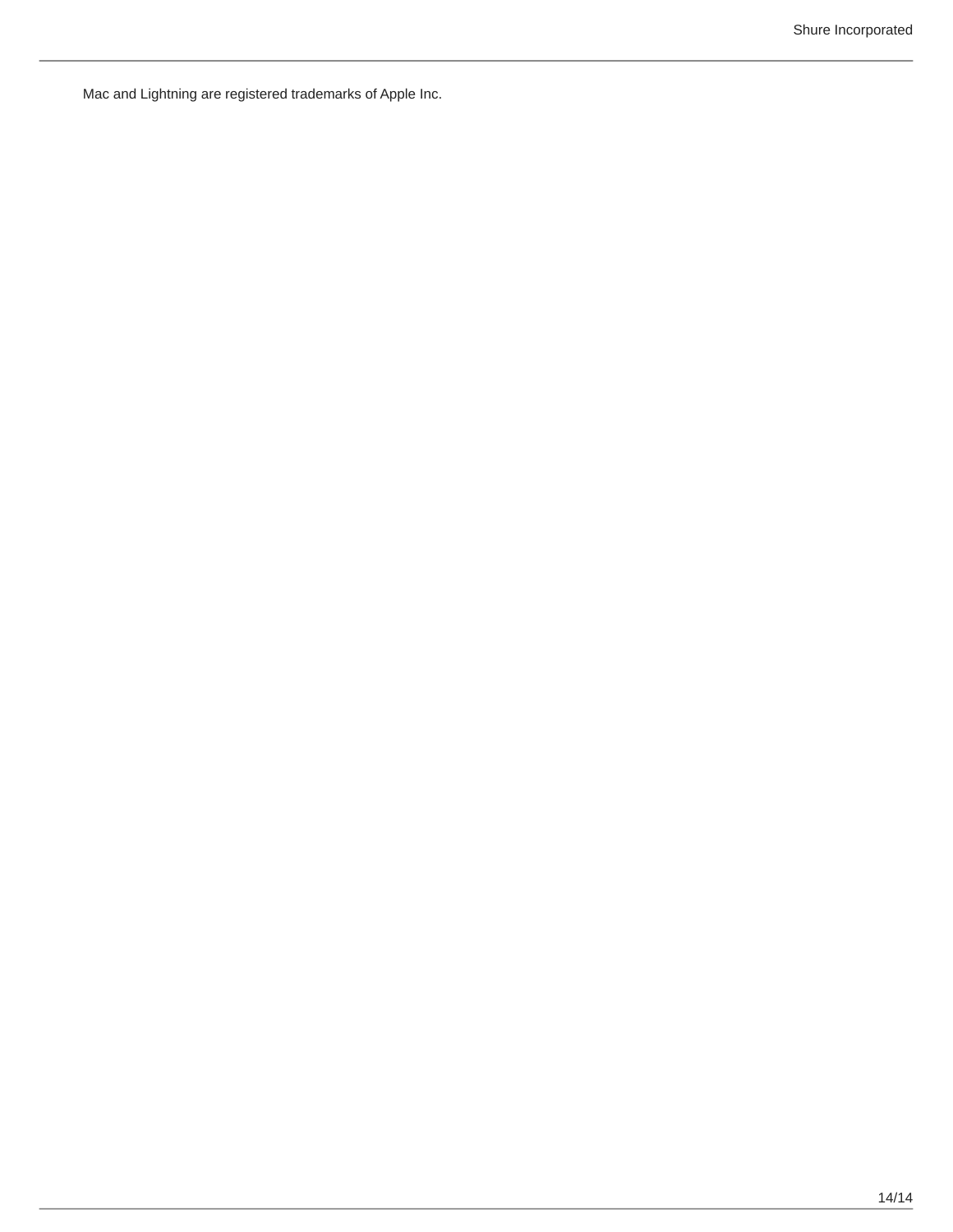Mac and Lightning are registered trademarks of Apple Inc.